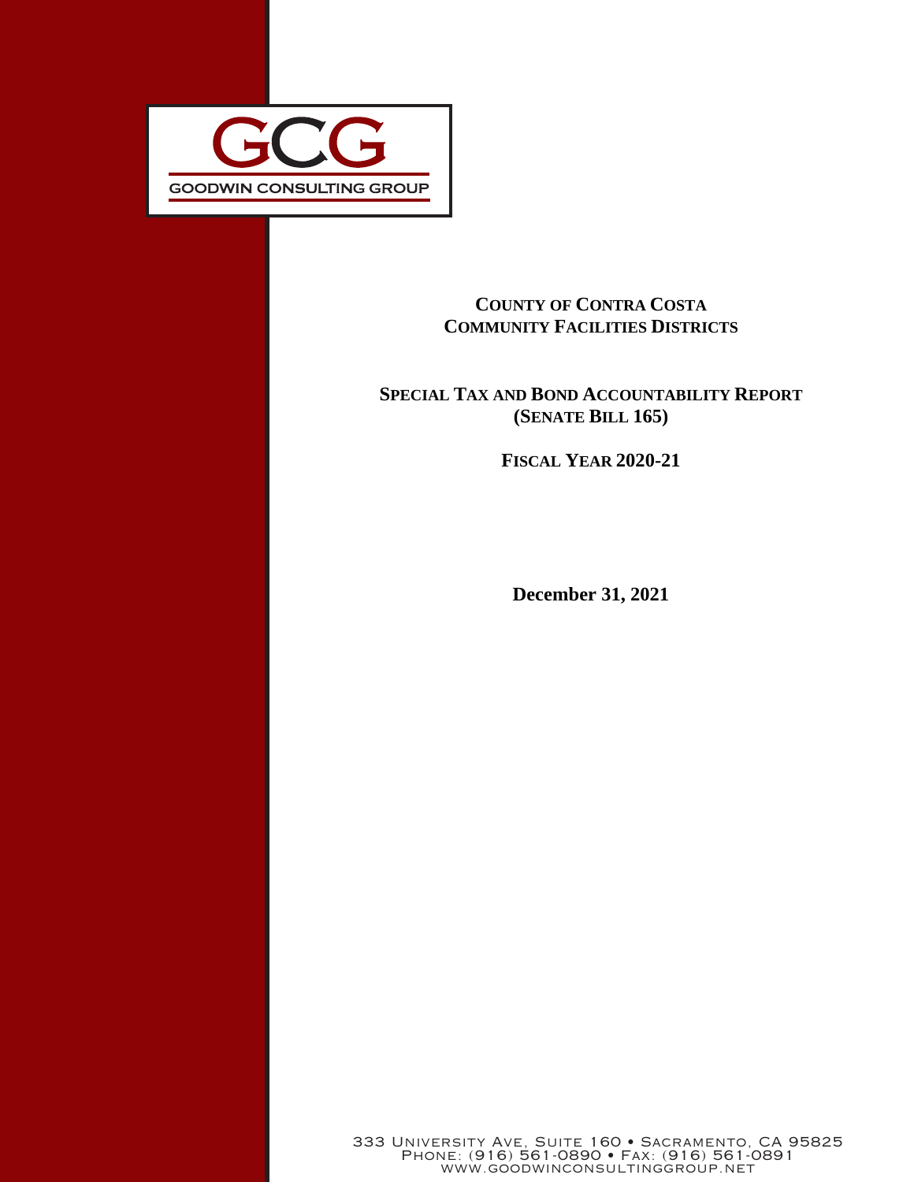GCG

GOODWIN CONSULTING GROUP

# COUNTY OF CONTRA COSTA COMMUNITY FACILITIES DISTRICTS

## SPECIAL TAX AND BOND ACCOUNTABILITY REPORT (SENATE BILL 165)

## FISCAL YEAR 2020-21

**December 31, 2021**

333 UNIVERSITY AVE, SUITE 160 • SACRAMENTO, CA 95825
PHONE: (916) 561-0890 • FAX: (916) 561-0891
WWW.GOODWINCONSULTINGGROUP.NET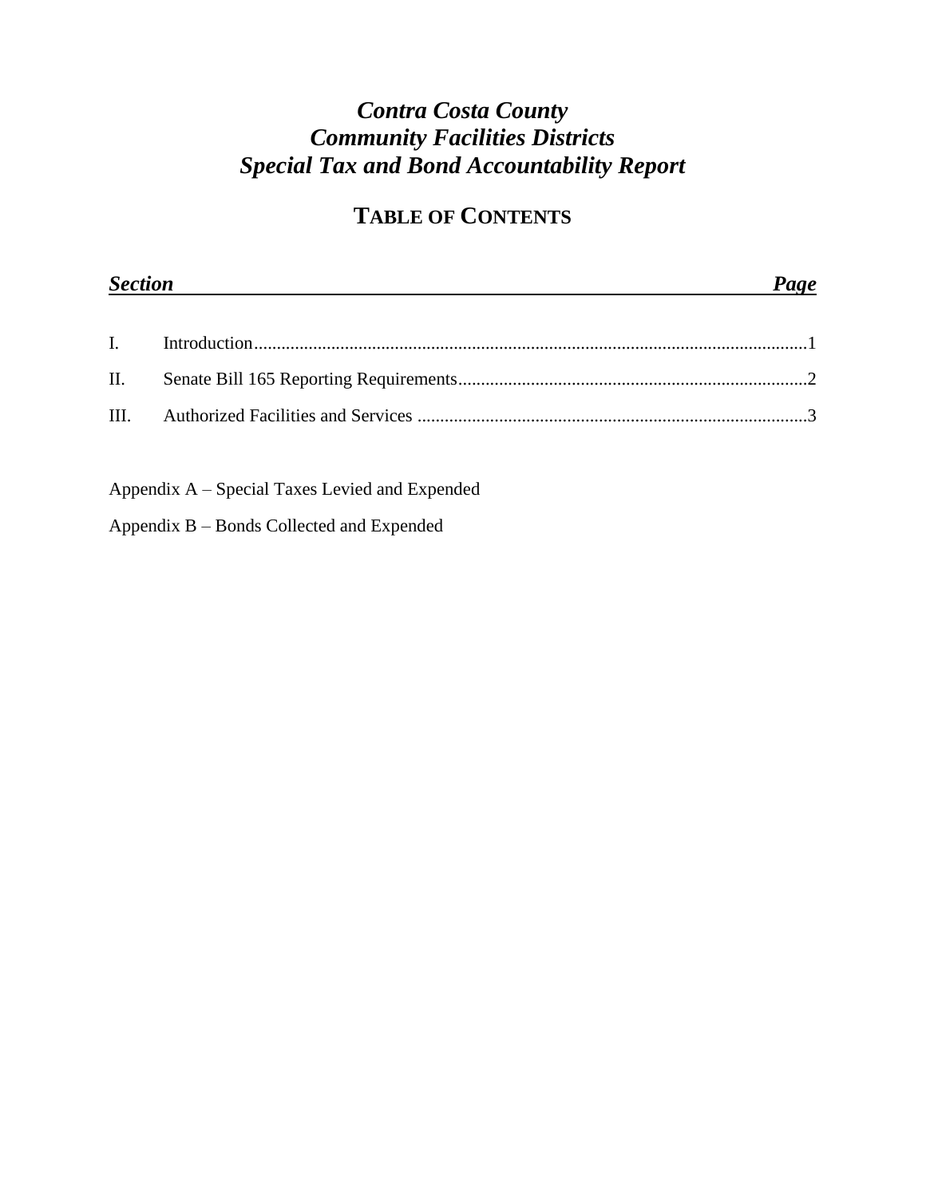# *Contra Costa County*
# *Community Facilities Districts*
# *Special Tax and Bond Accountability Report*

## TABLE OF CONTENTS

| *Section* | | *Page* |
|---|---|---|
| I. | Introduction | 1 |
| II. | Senate Bill 165 Reporting Requirements | 2 |
| III. | Authorized Facilities and Services | 3 |

Appendix A – Special Taxes Levied and Expended

Appendix B – Bonds Collected and Expended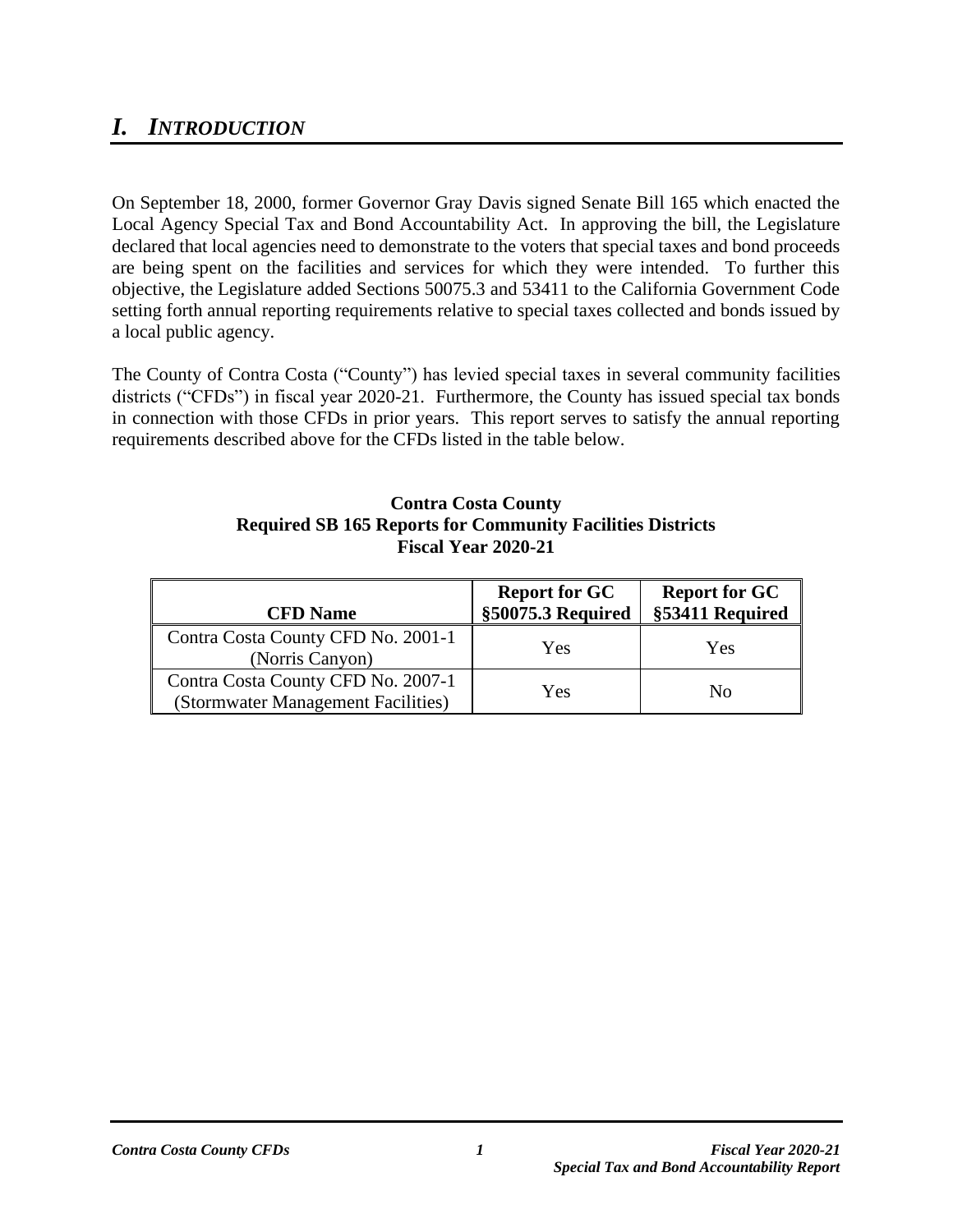# *I. INTRODUCTION*

On September 18, 2000, former Governor Gray Davis signed Senate Bill 165 which enacted the Local Agency Special Tax and Bond Accountability Act. In approving the bill, the Legislature declared that local agencies need to demonstrate to the voters that special taxes and bond proceeds are being spent on the facilities and services for which they were intended. To further this objective, the Legislature added Sections 50075.3 and 53411 to the California Government Code setting forth annual reporting requirements relative to special taxes collected and bonds issued by a local public agency.

The County of Contra Costa ("County") has levied special taxes in several community facilities districts ("CFDs") in fiscal year 2020-21. Furthermore, the County has issued special tax bonds in connection with those CFDs in prior years. This report serves to satisfy the annual reporting requirements described above for the CFDs listed in the table below.

**Contra Costa County**
**Required SB 165 Reports for Community Facilities Districts**
**Fiscal Year 2020-21**

| CFD Name | Report for GC §50075.3 Required | Report for GC §53411 Required |
|---|---|---|
| Contra Costa County CFD No. 2001-1 (Norris Canyon) | Yes | Yes |
| Contra Costa County CFD No. 2007-1 (Stormwater Management Facilities) | Yes | No |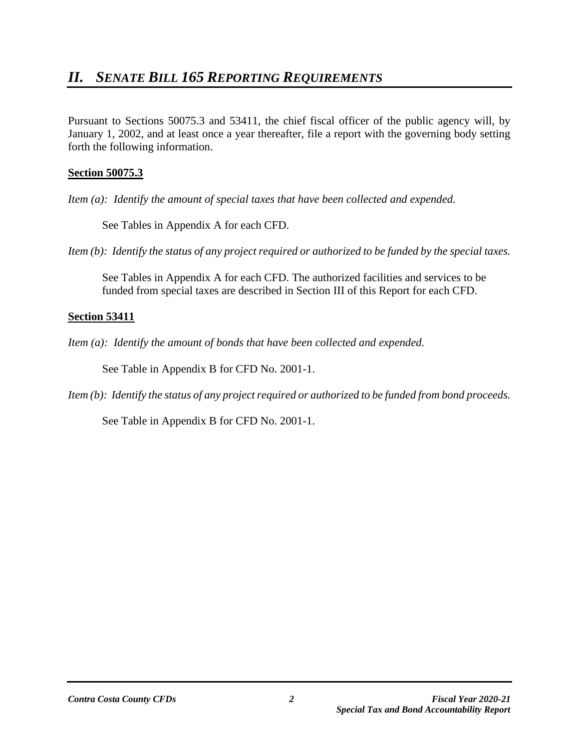# *II. SENATE BILL 165 REPORTING REQUIREMENTS*

Pursuant to Sections 50075.3 and 53411, the chief fiscal officer of the public agency will, by January 1, 2002, and at least once a year thereafter, file a report with the governing body setting forth the following information.

**Section 50075.3**

*Item (a): Identify the amount of special taxes that have been collected and expended.*

See Tables in Appendix A for each CFD.

*Item (b): Identify the status of any project required or authorized to be funded by the special taxes.*

See Tables in Appendix A for each CFD. The authorized facilities and services to be funded from special taxes are described in Section III of this Report for each CFD.

**Section 53411**

*Item (a): Identify the amount of bonds that have been collected and expended.*

See Table in Appendix B for CFD No. 2001-1.

*Item (b): Identify the status of any project required or authorized to be funded from bond proceeds.*

See Table in Appendix B for CFD No. 2001-1.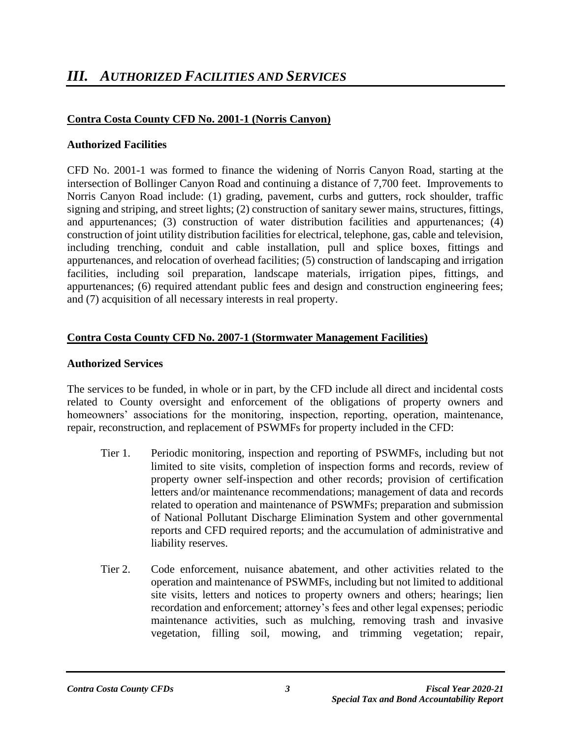# *III. AUTHORIZED FACILITIES AND SERVICES*

## Contra Costa County CFD No. 2001-1 (Norris Canyon)

### Authorized Facilities

CFD No. 2001-1 was formed to finance the widening of Norris Canyon Road, starting at the intersection of Bollinger Canyon Road and continuing a distance of 7,700 feet. Improvements to Norris Canyon Road include: (1) grading, pavement, curbs and gutters, rock shoulder, traffic signing and striping, and street lights; (2) construction of sanitary sewer mains, structures, fittings, and appurtenances; (3) construction of water distribution facilities and appurtenances; (4) construction of joint utility distribution facilities for electrical, telephone, gas, cable and television, including trenching, conduit and cable installation, pull and splice boxes, fittings and appurtenances, and relocation of overhead facilities; (5) construction of landscaping and irrigation facilities, including soil preparation, landscape materials, irrigation pipes, fittings, and appurtenances; (6) required attendant public fees and design and construction engineering fees; and (7) acquisition of all necessary interests in real property.

## Contra Costa County CFD No. 2007-1 (Stormwater Management Facilities)

### Authorized Services

The services to be funded, in whole or in part, by the CFD include all direct and incidental costs related to County oversight and enforcement of the obligations of property owners and homeowners' associations for the monitoring, inspection, reporting, operation, maintenance, repair, reconstruction, and replacement of PSWMFs for property included in the CFD:

Tier 1. Periodic monitoring, inspection and reporting of PSWMFs, including but not limited to site visits, completion of inspection forms and records, review of property owner self-inspection and other records; provision of certification letters and/or maintenance recommendations; management of data and records related to operation and maintenance of PSWMFs; preparation and submission of National Pollutant Discharge Elimination System and other governmental reports and CFD required reports; and the accumulation of administrative and liability reserves.

Tier 2. Code enforcement, nuisance abatement, and other activities related to the operation and maintenance of PSWMFs, including but not limited to additional site visits, letters and notices to property owners and others; hearings; lien recordation and enforcement; attorney's fees and other legal expenses; periodic maintenance activities, such as mulching, removing trash and invasive vegetation, filling soil, mowing, and trimming vegetation; repair,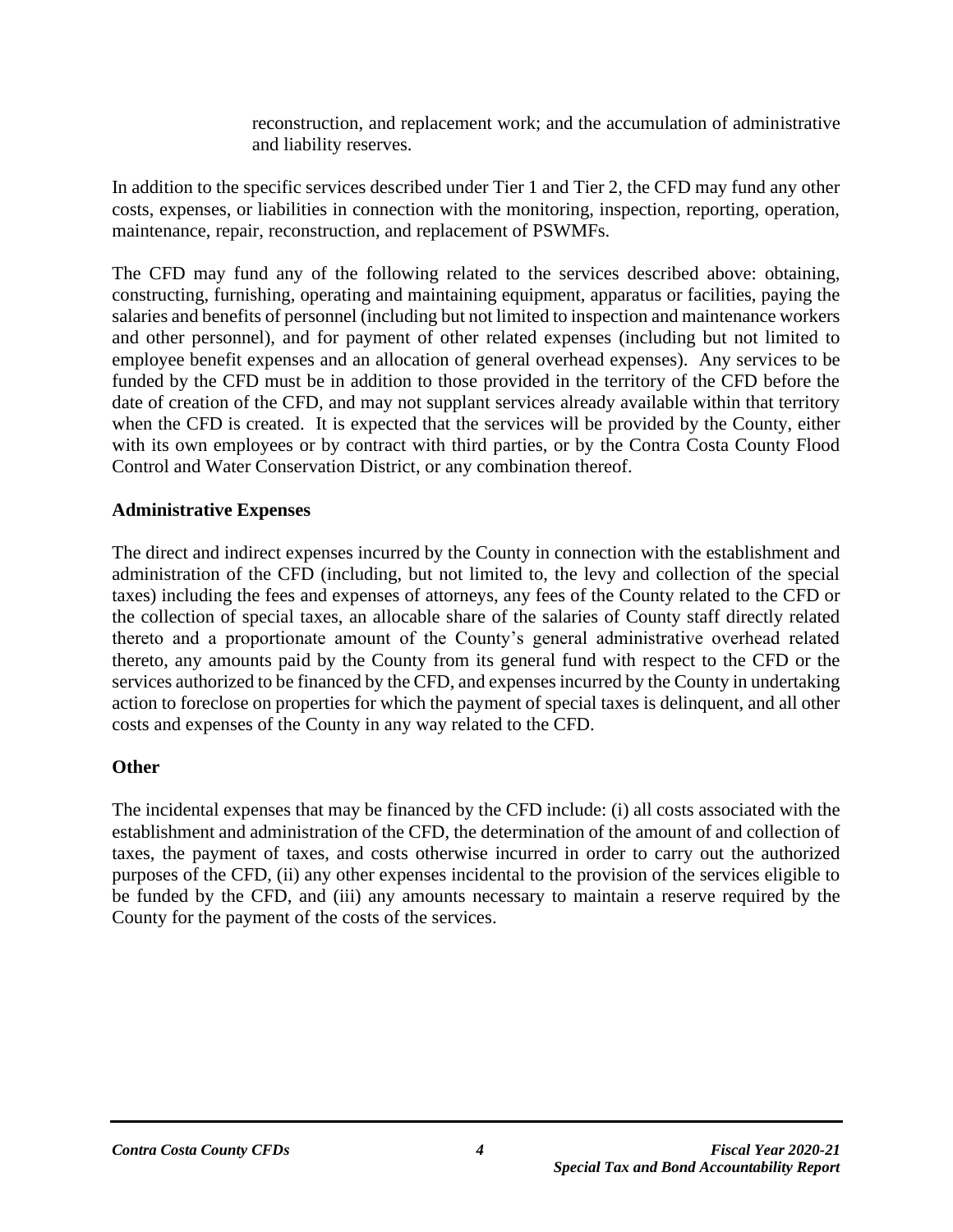reconstruction, and replacement work; and the accumulation of administrative and liability reserves.

In addition to the specific services described under Tier 1 and Tier 2, the CFD may fund any other costs, expenses, or liabilities in connection with the monitoring, inspection, reporting, operation, maintenance, repair, reconstruction, and replacement of PSWMFs.

The CFD may fund any of the following related to the services described above: obtaining, constructing, furnishing, operating and maintaining equipment, apparatus or facilities, paying the salaries and benefits of personnel (including but not limited to inspection and maintenance workers and other personnel), and for payment of other related expenses (including but not limited to employee benefit expenses and an allocation of general overhead expenses). Any services to be funded by the CFD must be in addition to those provided in the territory of the CFD before the date of creation of the CFD, and may not supplant services already available within that territory when the CFD is created. It is expected that the services will be provided by the County, either with its own employees or by contract with third parties, or by the Contra Costa County Flood Control and Water Conservation District, or any combination thereof.

**Administrative Expenses**

The direct and indirect expenses incurred by the County in connection with the establishment and administration of the CFD (including, but not limited to, the levy and collection of the special taxes) including the fees and expenses of attorneys, any fees of the County related to the CFD or the collection of special taxes, an allocable share of the salaries of County staff directly related thereto and a proportionate amount of the County's general administrative overhead related thereto, any amounts paid by the County from its general fund with respect to the CFD or the services authorized to be financed by the CFD, and expenses incurred by the County in undertaking action to foreclose on properties for which the payment of special taxes is delinquent, and all other costs and expenses of the County in any way related to the CFD.

**Other**

The incidental expenses that may be financed by the CFD include: (i) all costs associated with the establishment and administration of the CFD, the determination of the amount of and collection of taxes, the payment of taxes, and costs otherwise incurred in order to carry out the authorized purposes of the CFD, (ii) any other expenses incidental to the provision of the services eligible to be funded by the CFD, and (iii) any amounts necessary to maintain a reserve required by the County for the payment of the costs of the services.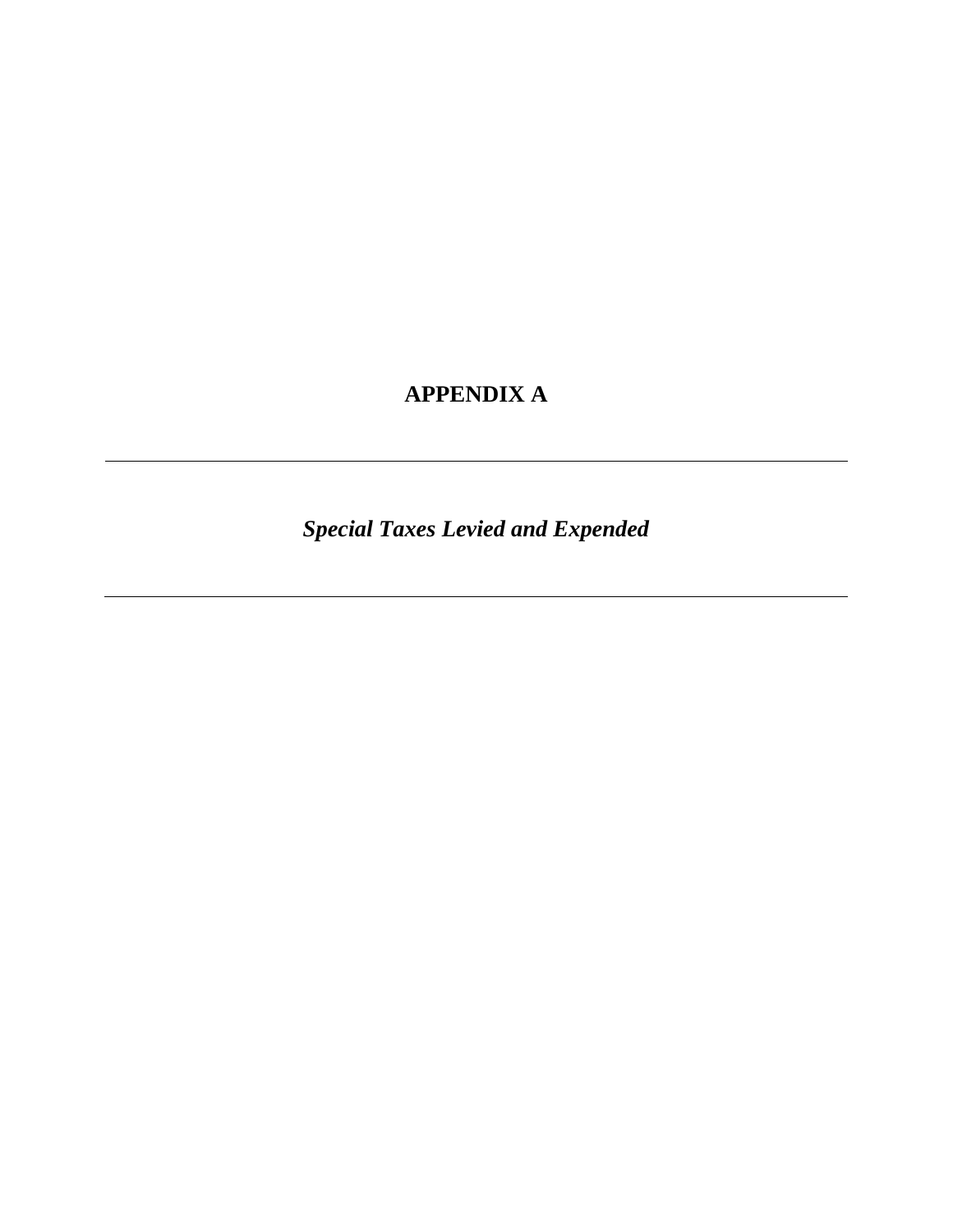# APPENDIX A

---

***Special Taxes Levied and Expended***

---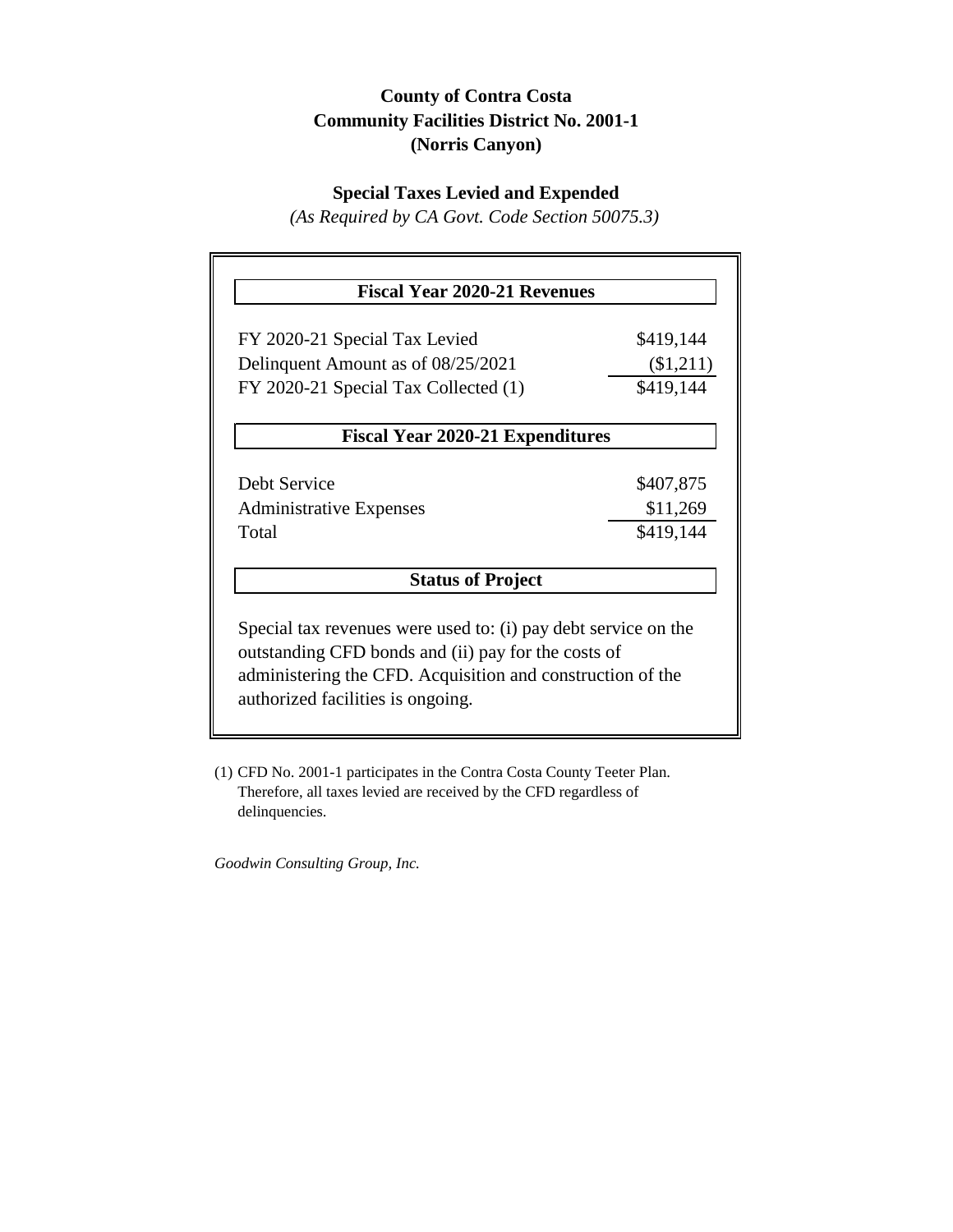**County of Contra Costa**
**Community Facilities District No. 2001-1**
**(Norris Canyon)**

**Special Taxes Levied and Expended**

*(As Required by CA Govt. Code Section 50075.3)*

| Fiscal Year 2020-21 Revenues | |
|---|---|
| FY 2020-21 Special Tax Levied | $419,144 |
| Delinquent Amount as of 08/25/2021 | ($1,211) |
| FY 2020-21 Special Tax Collected (1) | $419,144 |

| Fiscal Year 2020-21 Expenditures | |
|---|---|
| Debt Service | $407,875 |
| Administrative Expenses | $11,269 |
| Total | $419,144 |

**Status of Project**

Special tax revenues were used to: (i) pay debt service on the outstanding CFD bonds and (ii) pay for the costs of administering the CFD. Acquisition and construction of the authorized facilities is ongoing.

(1) CFD No. 2001-1 participates in the Contra Costa County Teeter Plan. Therefore, all taxes levied are received by the CFD regardless of delinquencies.

*Goodwin Consulting Group, Inc.*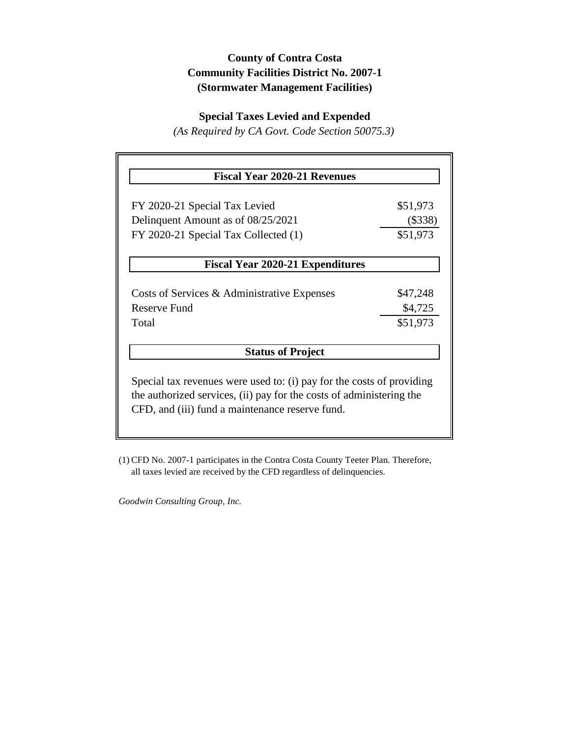# County of Contra Costa
# Community Facilities District No. 2007-1
# (Stormwater Management Facilities)

## Special Taxes Levied and Expended

*(As Required by CA Govt. Code Section 50075.3)*

| Fiscal Year 2020-21 Revenues | |
|---|---|
| FY 2020-21 Special Tax Levied | $51,973 |
| Delinquent Amount as of 08/25/2021 | ($338) |
| FY 2020-21 Special Tax Collected (1) | $51,973 |

| Fiscal Year 2020-21 Expenditures | |
|---|---|
| Costs of Services & Administrative Expenses | $47,248 |
| Reserve Fund | $4,725 |
| Total | $51,973 |

**Status of Project**

Special tax revenues were used to: (i) pay for the costs of providing the authorized services, (ii) pay for the costs of administering the CFD, and (iii) fund a maintenance reserve fund.

(1) CFD No. 2007-1 participates in the Contra Costa County Teeter Plan. Therefore, all taxes levied are received by the CFD regardless of delinquencies.

*Goodwin Consulting Group, Inc.*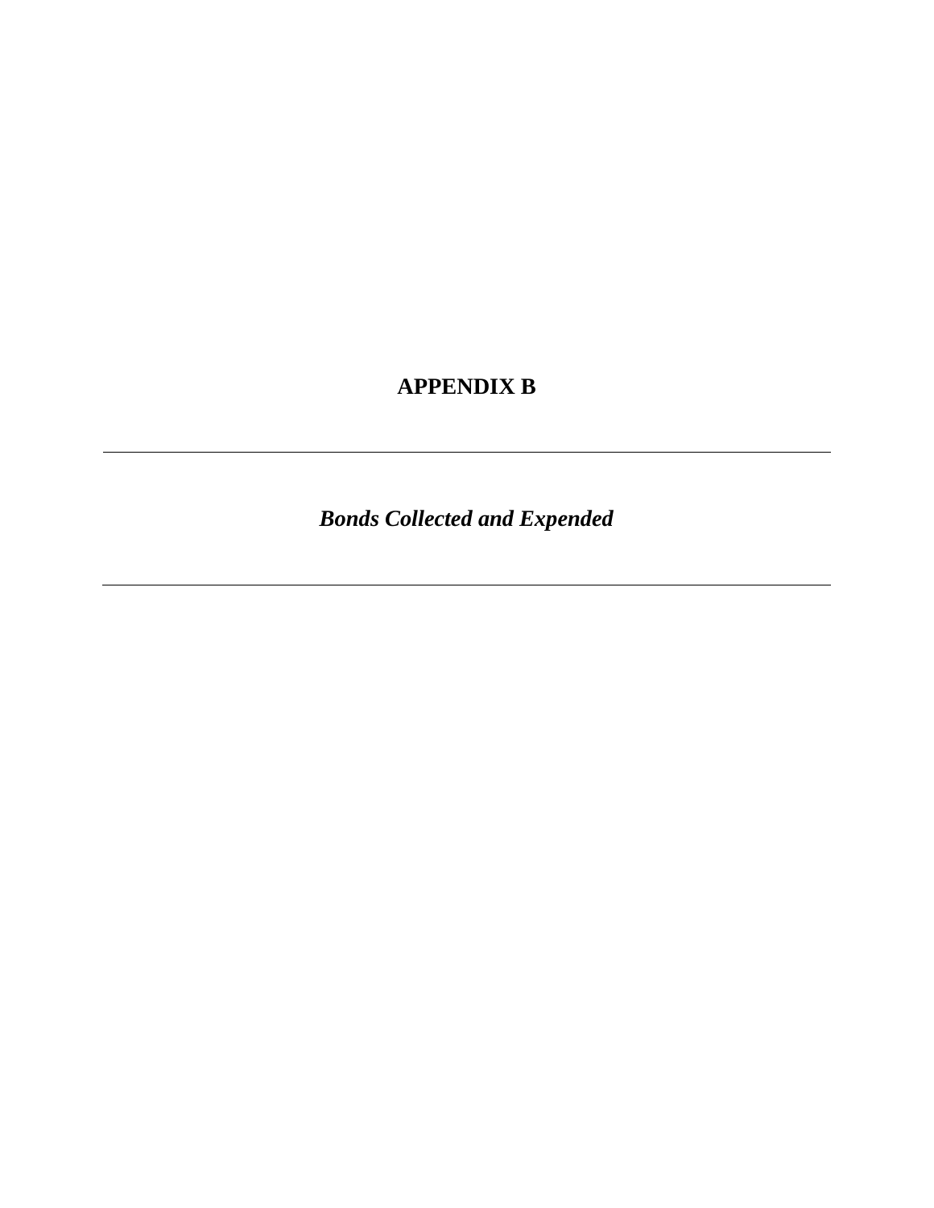# APPENDIX B

---

*Bonds Collected and Expended*

---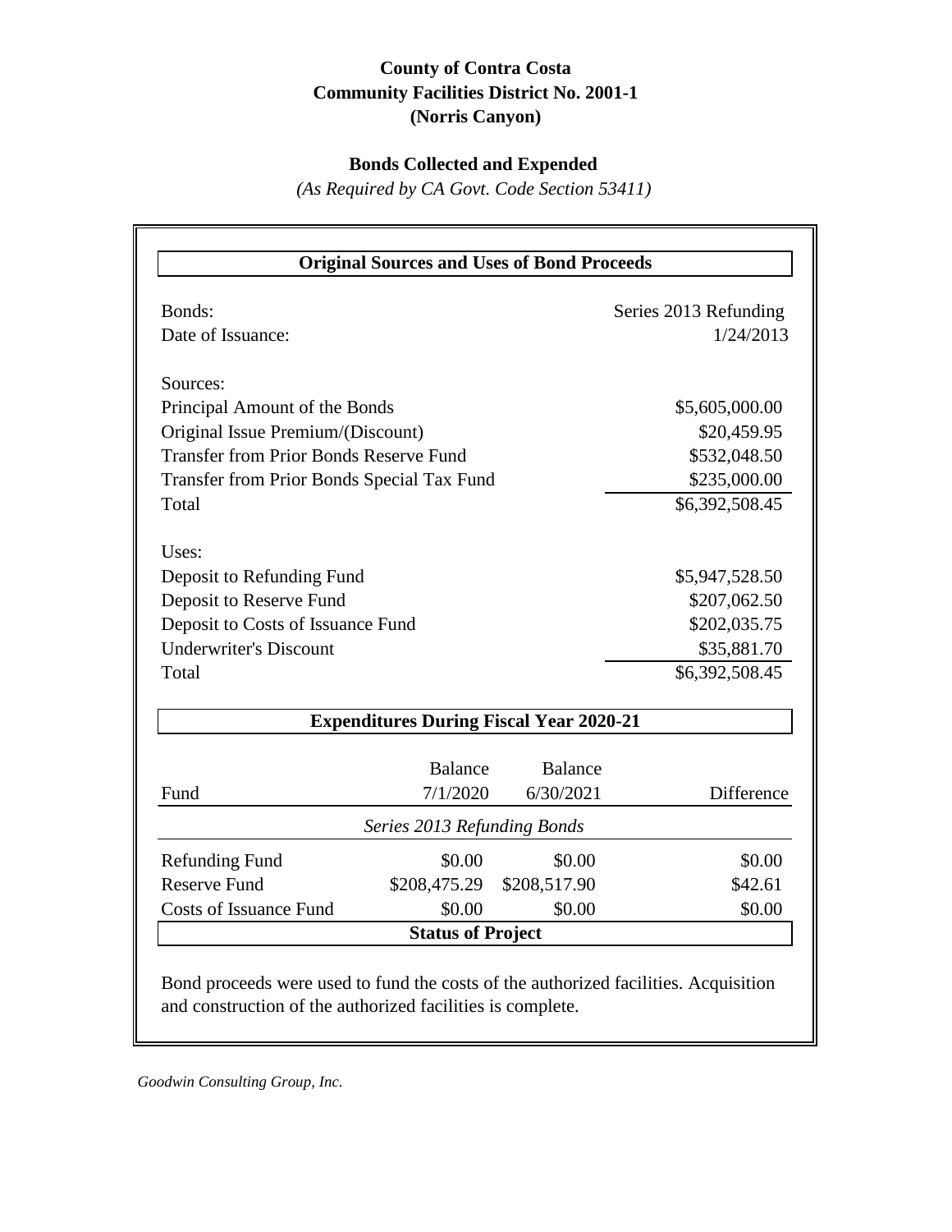# County of Contra Costa
# Community Facilities District No. 2001-1
# (Norris Canyon)

## Bonds Collected and Expended

*(As Required by CA Govt. Code Section 53411)*

### Original Sources and Uses of Bond Proceeds

| | |
|---|---|
| Bonds: | Series 2013 Refunding |
| Date of Issuance: | 1/24/2013 |
| | |
| Sources: | |
| Principal Amount of the Bonds | $5,605,000.00 |
| Original Issue Premium/(Discount) | $20,459.95 |
| Transfer from Prior Bonds Reserve Fund | $532,048.50 |
| Transfer from Prior Bonds Special Tax Fund | $235,000.00 |
| Total | $6,392,508.45 |
| | |
| Uses: | |
| Deposit to Refunding Fund | $5,947,528.50 |
| Deposit to Reserve Fund | $207,062.50 |
| Deposit to Costs of Issuance Fund | $202,035.75 |
| Underwriter's Discount | $35,881.70 |
| Total | $6,392,508.45 |

### Expenditures During Fiscal Year 2020-21

| Fund | Balance 7/1/2020 | Balance 6/30/2021 | Difference |
|---|---|---|---|
| *Series 2013 Refunding Bonds* | | | |
| Refunding Fund | $0.00 | $0.00 | $0.00 |
| Reserve Fund | $208,475.29 | $208,517.90 | $42.61 |
| Costs of Issuance Fund | $0.00 | $0.00 | $0.00 |

### Status of Project

Bond proceeds were used to fund the costs of the authorized facilities. Acquisition and construction of the authorized facilities is complete.

*Goodwin Consulting Group, Inc.*